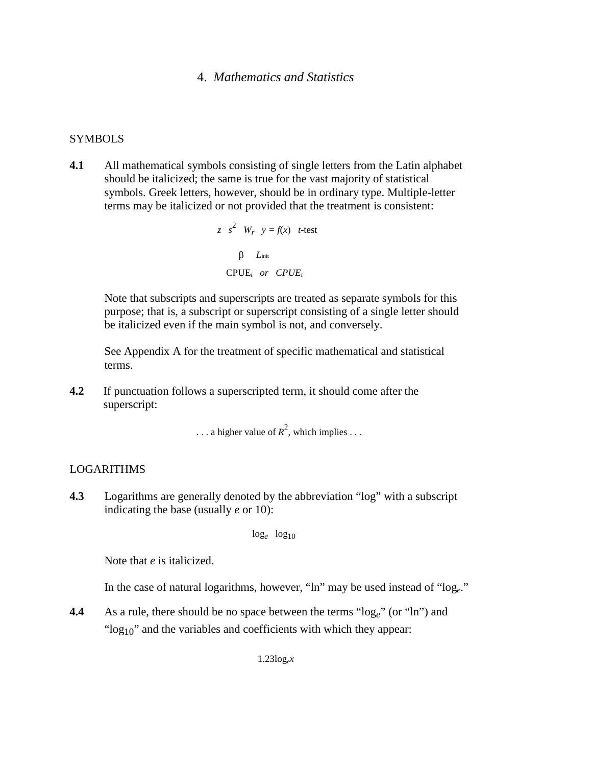# 4. *Mathematics and Statistics*

## SYMBOLS

**4.1** All mathematical symbols consisting of single letters from the Latin alphabet should be italicized; the same is true for the vast majority of statistical symbols. Greek letters, however, should be in ordinary type. Multiple-letter terms may be italicized or not provided that the treatment is consistent:

$$z \quad s^2 \quad W_r \quad y = f(x) \quad t\text{-test}$$

$$\mathrm{\beta} \quad L_{\mathrm{init}}$$

$$\mathrm{CPUE}_t \quad \textit{or} \quad CPUE_t$$

Note that subscripts and superscripts are treated as separate symbols for this purpose; that is, a subscript or superscript consisting of a single letter should be italicized even if the main symbol is not, and conversely.

See Appendix A for the treatment of specific mathematical and statistical terms.

**4.2** If punctuation follows a superscripted term, it should come after the superscript:

. . . a higher value of $R^2$, which implies . . .

## LOGARITHMS

**4.3** Logarithms are generally denoted by the abbreviation "log" with a subscript indicating the base (usually *e* or 10):

$$\log_e \quad \log_{10}$$

Note that *e* is italicized.

In the case of natural logarithms, however, "ln" may be used instead of "$\log_e$."

**4.4** As a rule, there should be no space between the terms "$\log_e$" (or "ln") and "$\log_{10}$" and the variables and coefficients with which they appear:

$$1.23\log_e x$$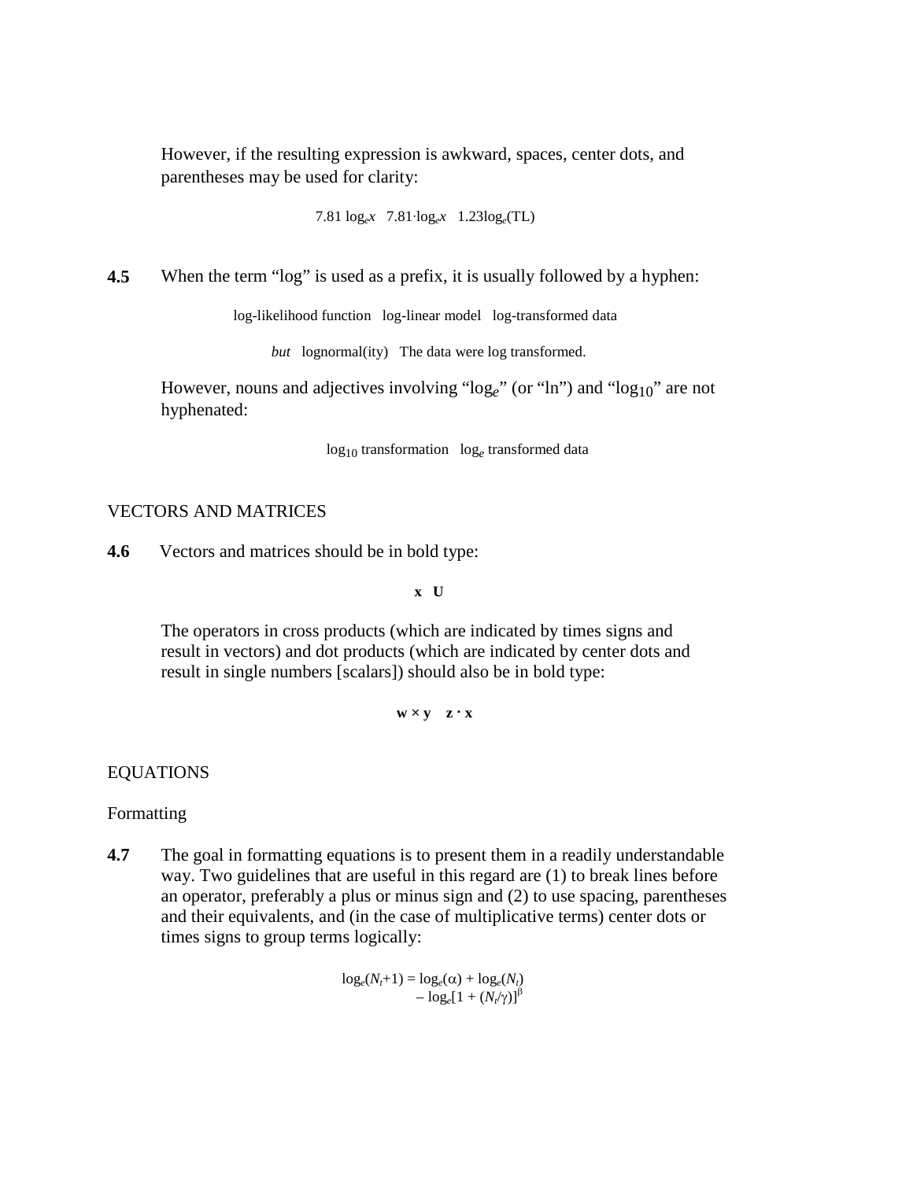However, if the resulting expression is awkward, spaces, center dots, and parentheses may be used for clarity:

$$7.81\ \log_e x \quad 7.81 \cdot \log_e x \quad 1.23\log_e(\mathrm{TL})$$

**4.5** When the term "log" is used as a prefix, it is usually followed by a hyphen:

log-likelihood function   log-linear model   log-transformed data

*but*   lognormal(ity)   The data were log transformed.

However, nouns and adjectives involving "$\log_e$" (or "ln") and "$\log_{10}$" are not hyphenated:

$\log_{10}$ transformation   $\log_e$ transformed data

## VECTORS AND MATRICES

**4.6** Vectors and matrices should be in bold type:

$$\mathbf{x} \quad \mathbf{U}$$

The operators in cross products (which are indicated by times signs and result in vectors) and dot products (which are indicated by center dots and result in single numbers [scalars]) should also be in bold type:

$$\mathbf{w} \boldsymbol{\times} \mathbf{y} \quad \mathbf{z} \boldsymbol{\cdot} \mathbf{x}$$

## EQUATIONS

### Formatting

**4.7** The goal in formatting equations is to present them in a readily understandable way. Two guidelines that are useful in this regard are (1) to break lines before an operator, preferably a plus or minus sign and (2) to use spacing, parentheses and their equivalents, and (in the case of multiplicative terms) center dots or times signs to group terms logically:

$$\begin{aligned}\log_e(N_t+1) = \log_e(\alpha) + \log_e(N_t) \\ - \log_e[1 + (N_t/\gamma)]^{\beta}\end{aligned}$$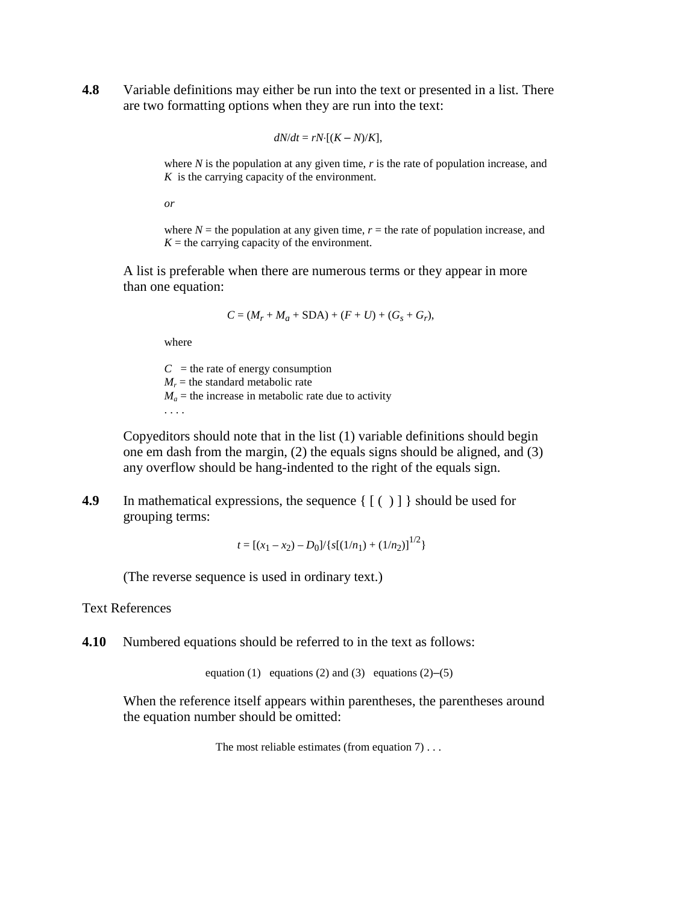**4.8** Variable definitions may either be run into the text or presented in a list. There are two formatting options when they are run into the text:

$$dN/dt = rN\cdot[(K - N)/K],$$

where $N$ is the population at any given time, $r$ is the rate of population increase, and $K$ is the carrying capacity of the environment.

*or*

where $N$ = the population at any given time, $r$ = the rate of population increase, and $K$ = the carrying capacity of the environment.

A list is preferable when there are numerous terms or they appear in more than one equation:

$$C = (M_r + M_a + \text{SDA}) + (F + U) + (G_s + G_r),$$

where

$C$ = the rate of energy consumption
$M_r$ = the standard metabolic rate
$M_a$ = the increase in metabolic rate due to activity
. . . .

Copyeditors should note that in the list (1) variable definitions should begin one em dash from the margin, (2) the equals signs should be aligned, and (3) any overflow should be hang-indented to the right of the equals sign.

**4.9** In mathematical expressions, the sequence { [ ( ) ] } should be used for grouping terms:

$$t = [(x_1 - x_2) - D_0]/\{s[(1/n_1) + (1/n_2)]^{1/2}\}$$

(The reverse sequence is used in ordinary text.)

Text References

**4.10** Numbered equations should be referred to in the text as follows:

equation (1)   equations (2) and (3)   equations (2)–(5)

When the reference itself appears within parentheses, the parentheses around the equation number should be omitted:

The most reliable estimates (from equation 7) . . .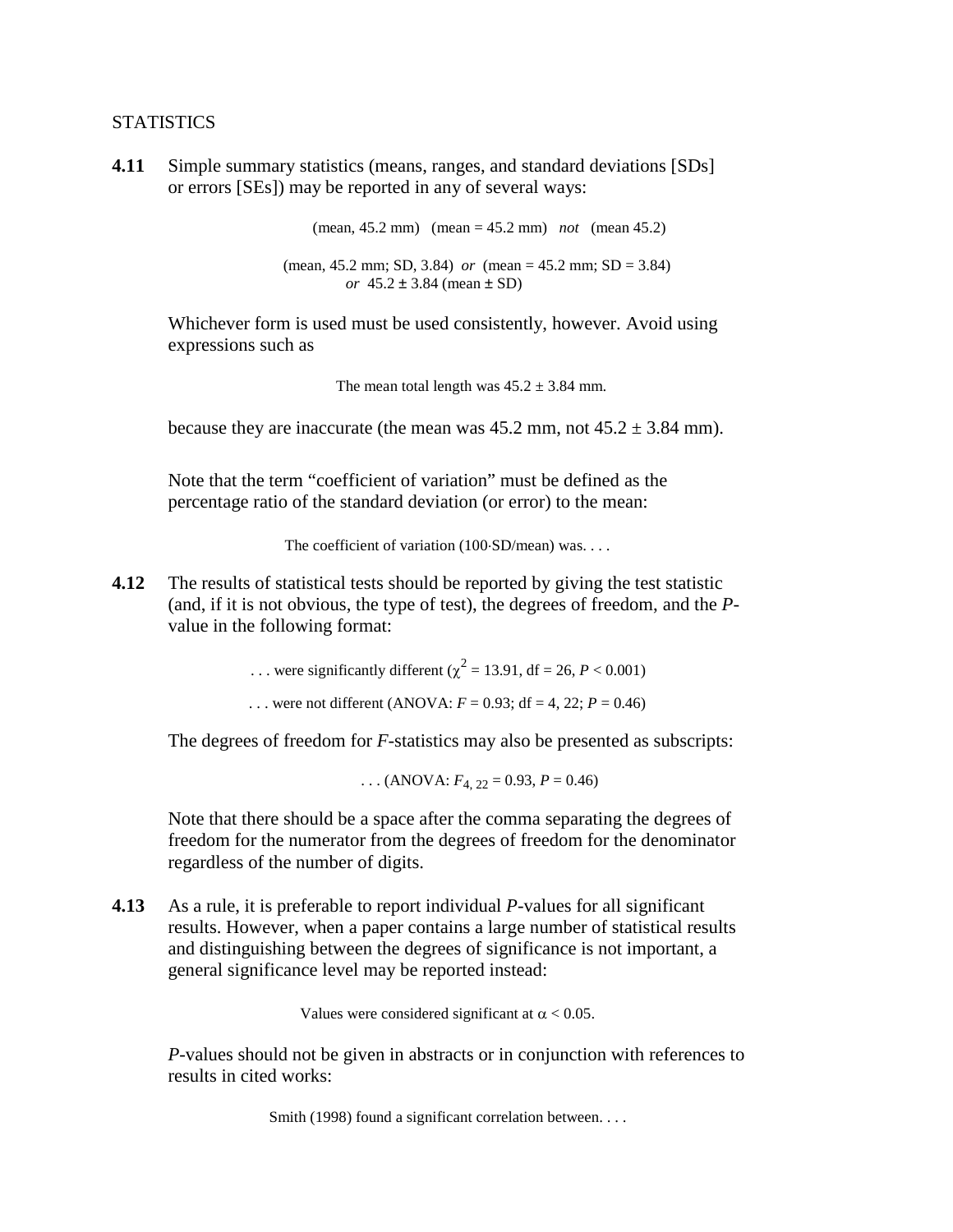STATISTICS

**4.11** Simple summary statistics (means, ranges, and standard deviations [SDs] or errors [SEs]) may be reported in any of several ways:

(mean, 45.2 mm) (mean = 45.2 mm) *not* (mean 45.2)

(mean, 45.2 mm; SD, 3.84) *or* (mean = 45.2 mm; SD = 3.84) *or* 45.2 ± 3.84 (mean ± SD)

Whichever form is used must be used consistently, however. Avoid using expressions such as

The mean total length was 45.2 ± 3.84 mm.

because they are inaccurate (the mean was 45.2 mm, not 45.2 ± 3.84 mm).

Note that the term “coefficient of variation” must be defined as the percentage ratio of the standard deviation (or error) to the mean:

The coefficient of variation (100·SD/mean) was. . . .

**4.12** The results of statistical tests should be reported by giving the test statistic (and, if it is not obvious, the type of test), the degrees of freedom, and the *P*-value in the following format:

. . . were significantly different ($\chi^2 = 13.91$, df = 26, $P < 0.001$)

. . . were not different (ANOVA: $F = 0.93$; df = 4, 22; $P = 0.46$)

The degrees of freedom for *F*-statistics may also be presented as subscripts:

. . . (ANOVA: $F_{4,\ 22} = 0.93$, $P = 0.46$)

Note that there should be a space after the comma separating the degrees of freedom for the numerator from the degrees of freedom for the denominator regardless of the number of digits.

**4.13** As a rule, it is preferable to report individual *P*-values for all significant results. However, when a paper contains a large number of statistical results and distinguishing between the degrees of significance is not important, a general significance level may be reported instead:

Values were considered significant at $\alpha < 0.05$.

*P*-values should not be given in abstracts or in conjunction with references to results in cited works:

Smith (1998) found a significant correlation between. . . .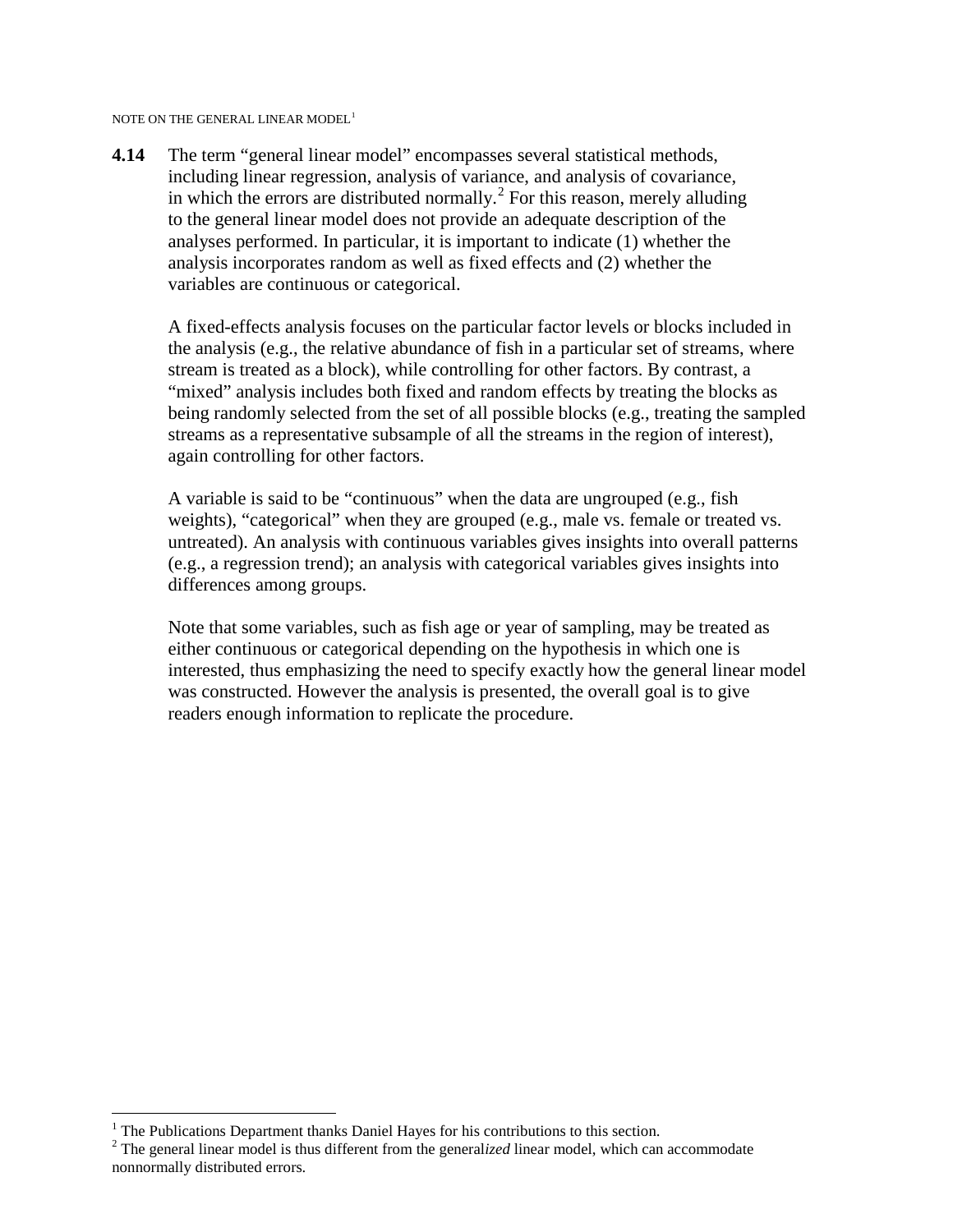NOTE ON THE GENERAL LINEAR MODEL[1]

**4.14** The term "general linear model" encompasses several statistical methods, including linear regression, analysis of variance, and analysis of covariance, in which the errors are distributed normally.[2] For this reason, merely alluding to the general linear model does not provide an adequate description of the analyses performed. In particular, it is important to indicate (1) whether the analysis incorporates random as well as fixed effects and (2) whether the variables are continuous or categorical.

A fixed-effects analysis focuses on the particular factor levels or blocks included in the analysis (e.g., the relative abundance of fish in a particular set of streams, where stream is treated as a block), while controlling for other factors. By contrast, a "mixed" analysis includes both fixed and random effects by treating the blocks as being randomly selected from the set of all possible blocks (e.g., treating the sampled streams as a representative subsample of all the streams in the region of interest), again controlling for other factors.

A variable is said to be "continuous" when the data are ungrouped (e.g., fish weights), "categorical" when they are grouped (e.g., male vs. female or treated vs. untreated). An analysis with continuous variables gives insights into overall patterns (e.g., a regression trend); an analysis with categorical variables gives insights into differences among groups.

Note that some variables, such as fish age or year of sampling, may be treated as either continuous or categorical depending on the hypothesis in which one is interested, thus emphasizing the need to specify exactly how the general linear model was constructed. However the analysis is presented, the overall goal is to give readers enough information to replicate the procedure.

---

[1] The Publications Department thanks Daniel Hayes for his contributions to this section.

[2] The general linear model is thus different from the general*ized* linear model, which can accommodate nonnormally distributed errors.